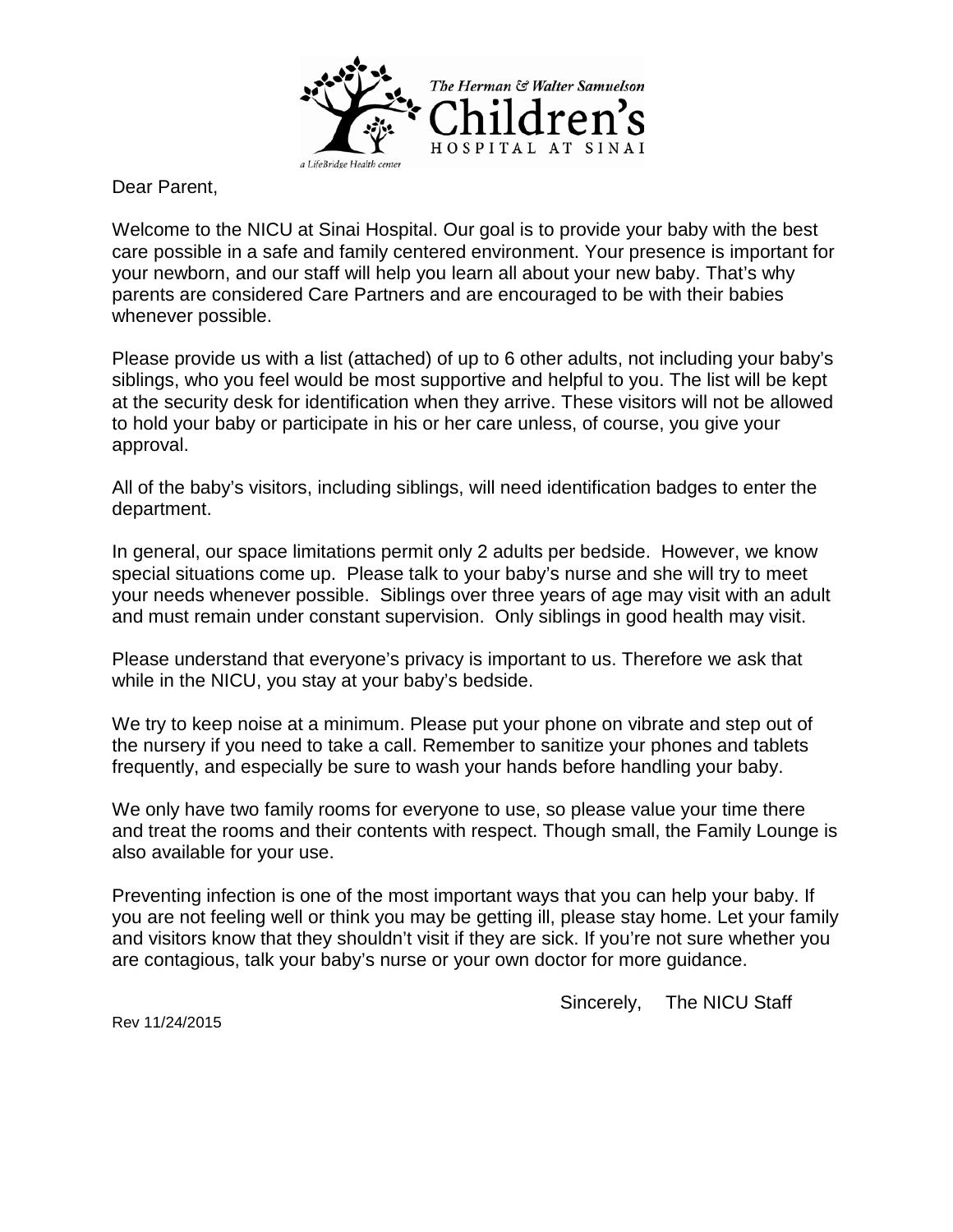The Herman & Walter Samuelson Children's Hospital at Sinai

a LifeBridge Health center

Dear Parent,

Welcome to the NICU at Sinai Hospital. Our goal is to provide your baby with the best care possible in a safe and family centered environment. Your presence is important for your newborn, and our staff will help you learn all about your new baby. That's why parents are considered Care Partners and are encouraged to be with their babies whenever possible.

Please provide us with a list (attached) of up to 6 other adults, not including your baby's siblings, who you feel would be most supportive and helpful to you. The list will be kept at the security desk for identification when they arrive. These visitors will not be allowed to hold your baby or participate in his or her care unless, of course, you give your approval.

All of the baby's visitors, including siblings, will need identification badges to enter the department.

In general, our space limitations permit only 2 adults per bedside. However, we know special situations come up. Please talk to your baby's nurse and she will try to meet your needs whenever possible. Siblings over three years of age may visit with an adult and must remain under constant supervision. Only siblings in good health may visit.

Please understand that everyone's privacy is important to us. Therefore we ask that while in the NICU, you stay at your baby's bedside.

We try to keep noise at a minimum. Please put your phone on vibrate and step out of the nursery if you need to take a call. Remember to sanitize your phones and tablets frequently, and especially be sure to wash your hands before handling your baby.

We only have two family rooms for everyone to use, so please value your time there and treat the rooms and their contents with respect. Though small, the Family Lounge is also available for your use.

Preventing infection is one of the most important ways that you can help your baby. If you are not feeling well or think you may be getting ill, please stay home. Let your family and visitors know that they shouldn't visit if they are sick. If you're not sure whether you are contagious, talk your baby's nurse or your own doctor for more guidance.

Sincerely, The NICU Staff

Rev 11/24/2015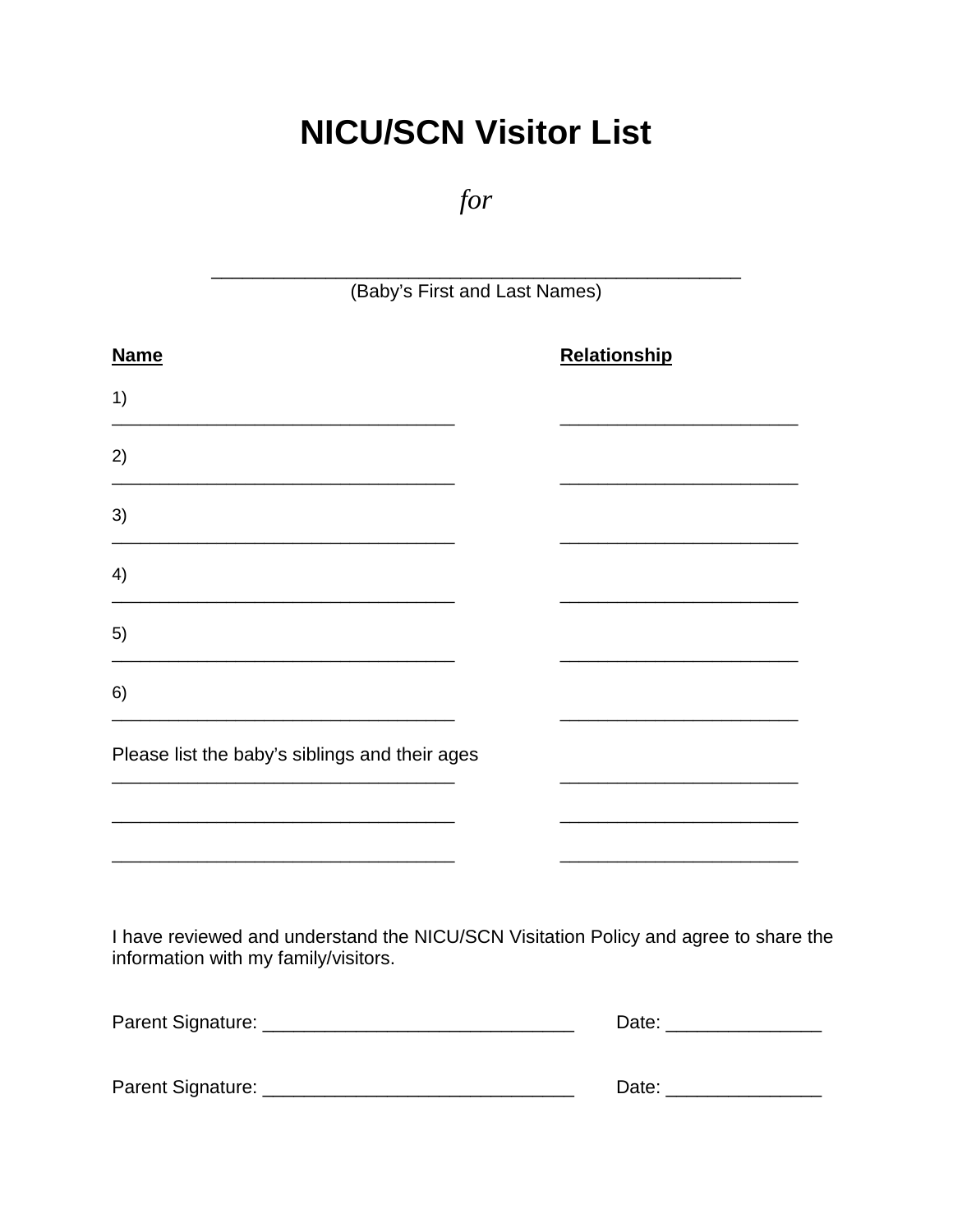# NICU/SCN Visitor List

*for*

\_\_\_\_\_\_\_\_\_\_\_\_\_\_\_\_\_\_\_\_\_\_\_\_\_\_\_\_\_\_\_\_\_\_\_\_\_\_\_\_\_\_\_\_\_\_\_\_\_\_
(Baby's First and Last Names)

| Name | Relationship |
|---|---|
| 1) \_\_\_\_\_\_\_\_\_\_\_\_\_\_\_\_\_\_\_\_\_\_\_\_\_\_\_\_\_\_\_\_\_\_\_ | \_\_\_\_\_\_\_\_\_\_\_\_\_\_\_\_\_\_\_\_\_\_\_\_\_\_ |
| 2) \_\_\_\_\_\_\_\_\_\_\_\_\_\_\_\_\_\_\_\_\_\_\_\_\_\_\_\_\_\_\_\_\_\_\_ | \_\_\_\_\_\_\_\_\_\_\_\_\_\_\_\_\_\_\_\_\_\_\_\_\_\_ |
| 3) \_\_\_\_\_\_\_\_\_\_\_\_\_\_\_\_\_\_\_\_\_\_\_\_\_\_\_\_\_\_\_\_\_\_\_ | \_\_\_\_\_\_\_\_\_\_\_\_\_\_\_\_\_\_\_\_\_\_\_\_\_\_ |
| 4) \_\_\_\_\_\_\_\_\_\_\_\_\_\_\_\_\_\_\_\_\_\_\_\_\_\_\_\_\_\_\_\_\_\_\_ | \_\_\_\_\_\_\_\_\_\_\_\_\_\_\_\_\_\_\_\_\_\_\_\_\_\_ |
| 5) \_\_\_\_\_\_\_\_\_\_\_\_\_\_\_\_\_\_\_\_\_\_\_\_\_\_\_\_\_\_\_\_\_\_\_ | \_\_\_\_\_\_\_\_\_\_\_\_\_\_\_\_\_\_\_\_\_\_\_\_\_\_ |
| 6) \_\_\_\_\_\_\_\_\_\_\_\_\_\_\_\_\_\_\_\_\_\_\_\_\_\_\_\_\_\_\_\_\_\_\_ | \_\_\_\_\_\_\_\_\_\_\_\_\_\_\_\_\_\_\_\_\_\_\_\_\_\_ |

Please list the baby's siblings and their ages

| | |
|---|---|
| \_\_\_\_\_\_\_\_\_\_\_\_\_\_\_\_\_\_\_\_\_\_\_\_\_\_\_\_\_\_\_\_\_\_\_ | \_\_\_\_\_\_\_\_\_\_\_\_\_\_\_\_\_\_\_\_\_\_\_\_\_\_ |
| \_\_\_\_\_\_\_\_\_\_\_\_\_\_\_\_\_\_\_\_\_\_\_\_\_\_\_\_\_\_\_\_\_\_\_ | \_\_\_\_\_\_\_\_\_\_\_\_\_\_\_\_\_\_\_\_\_\_\_\_\_\_ |
| \_\_\_\_\_\_\_\_\_\_\_\_\_\_\_\_\_\_\_\_\_\_\_\_\_\_\_\_\_\_\_\_\_\_\_ | \_\_\_\_\_\_\_\_\_\_\_\_\_\_\_\_\_\_\_\_\_\_\_\_\_\_ |

I have reviewed and understand the NICU/SCN Visitation Policy and agree to share the information with my family/visitors.

Parent Signature: \_\_\_\_\_\_\_\_\_\_\_\_\_\_\_\_\_\_\_\_\_\_\_\_\_\_\_\_\_\_\_\_ Date: \_\_\_\_\_\_\_\_\_\_\_\_\_\_\_\_

Parent Signature: \_\_\_\_\_\_\_\_\_\_\_\_\_\_\_\_\_\_\_\_\_\_\_\_\_\_\_\_\_\_\_\_ Date: \_\_\_\_\_\_\_\_\_\_\_\_\_\_\_\_